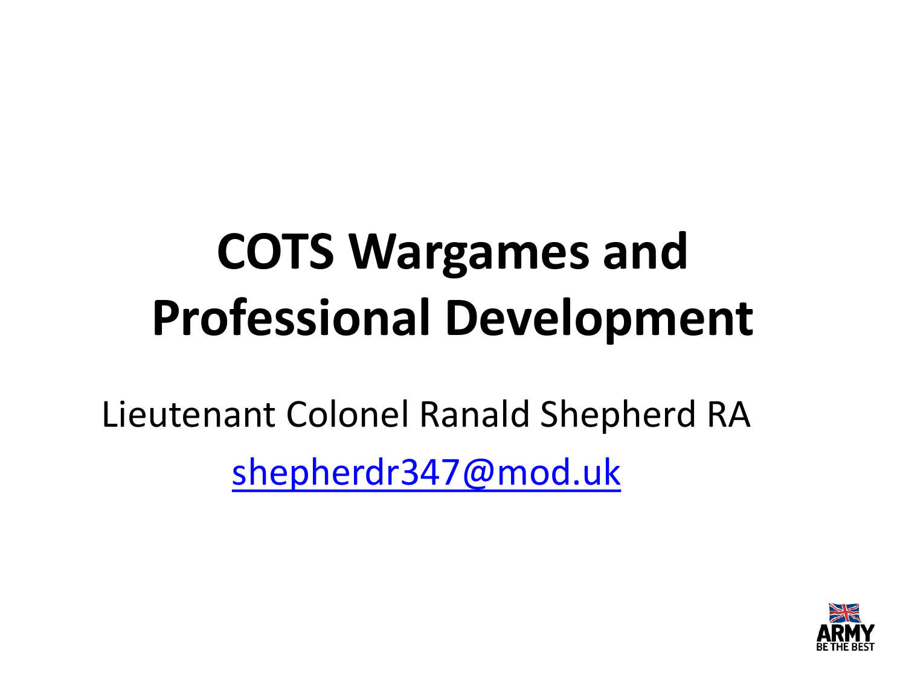# COTS Wargames and Professional Development

Lieutenant Colonel Ranald Shepherd RA

shepherdr347@mod.uk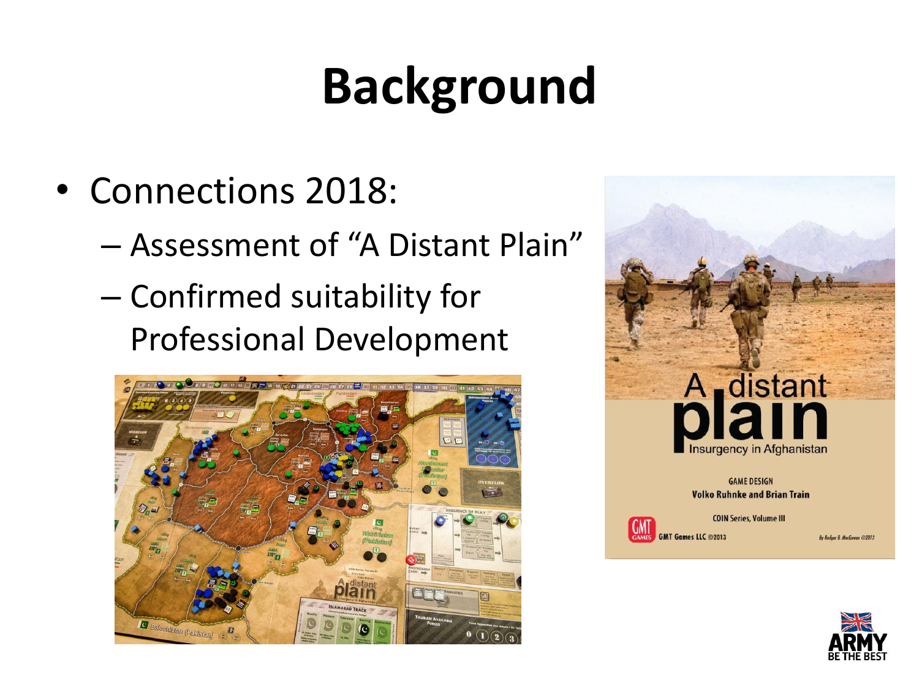# Background

- Connections 2018:
  - Assessment of "A Distant Plain"
  - Confirmed suitability for Professional Development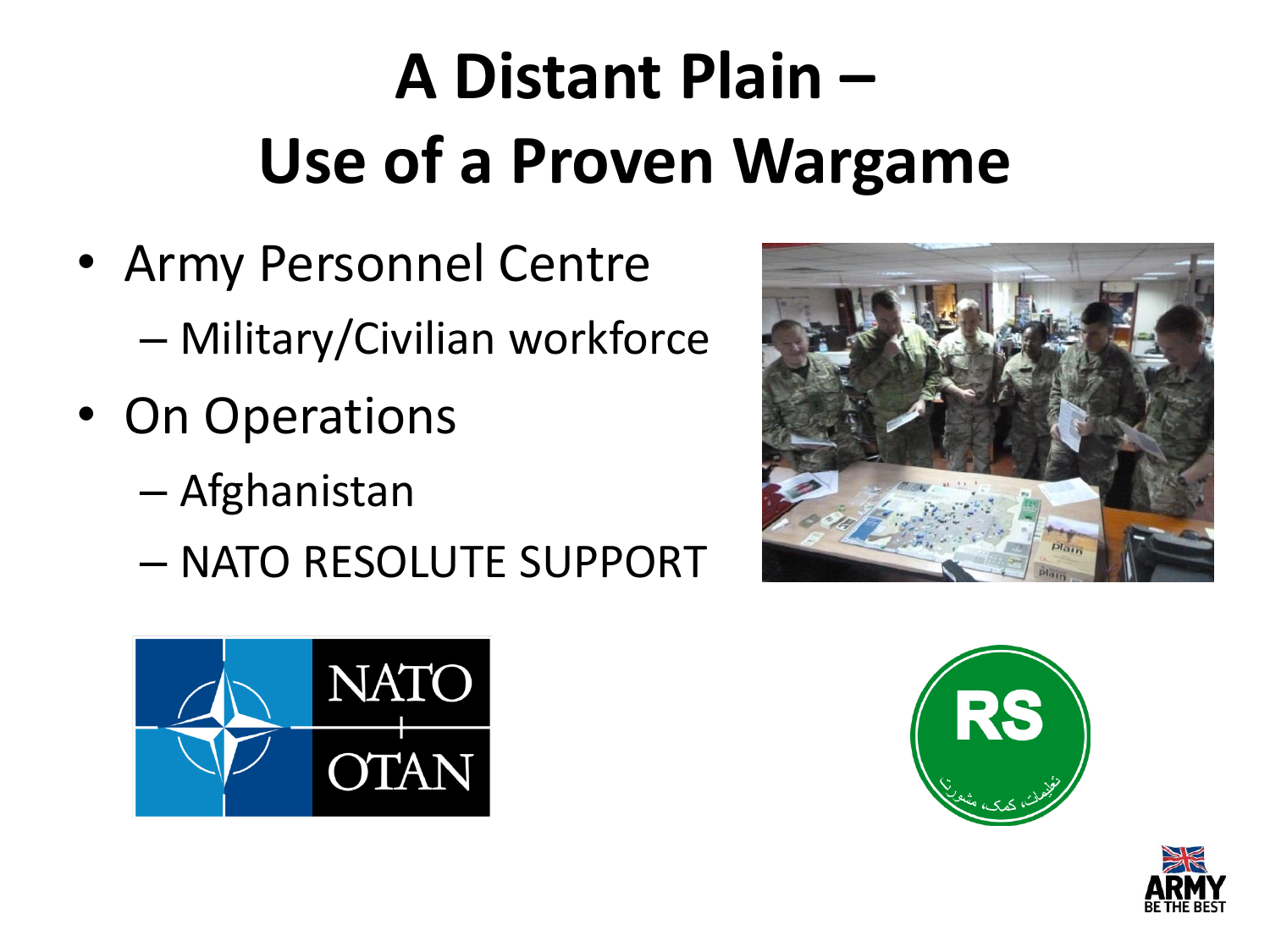# A Distant Plain – Use of a Proven Wargame

- Army Personnel Centre
  - Military/Civilian workforce
- On Operations
  - Afghanistan
  - NATO RESOLUTE SUPPORT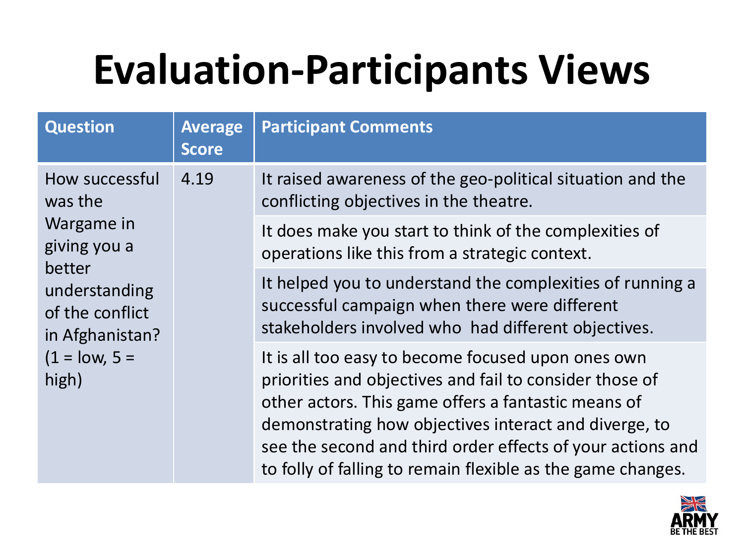# Evaluation-Participants Views

| Question | Average Score | Participant Comments |
|---|---|---|
| How successful was the Wargame in giving you a better understanding of the conflict in Afghanistan? (1 = low, 5 = high) | 4.19 | It raised awareness of the geo-political situation and the conflicting objectives in the theatre. |
| | | It does make you start to think of the complexities of operations like this from a strategic context. |
| | | It helped you to understand the complexities of running a successful campaign when there were different stakeholders involved who had different objectives. |
| | | It is all too easy to become focused upon ones own priorities and objectives and fail to consider those of other actors. This game offers a fantastic means of demonstrating how objectives interact and diverge, to see the second and third order effects of your actions and to folly of falling to remain flexible as the game changes. |

ARMY BE THE BEST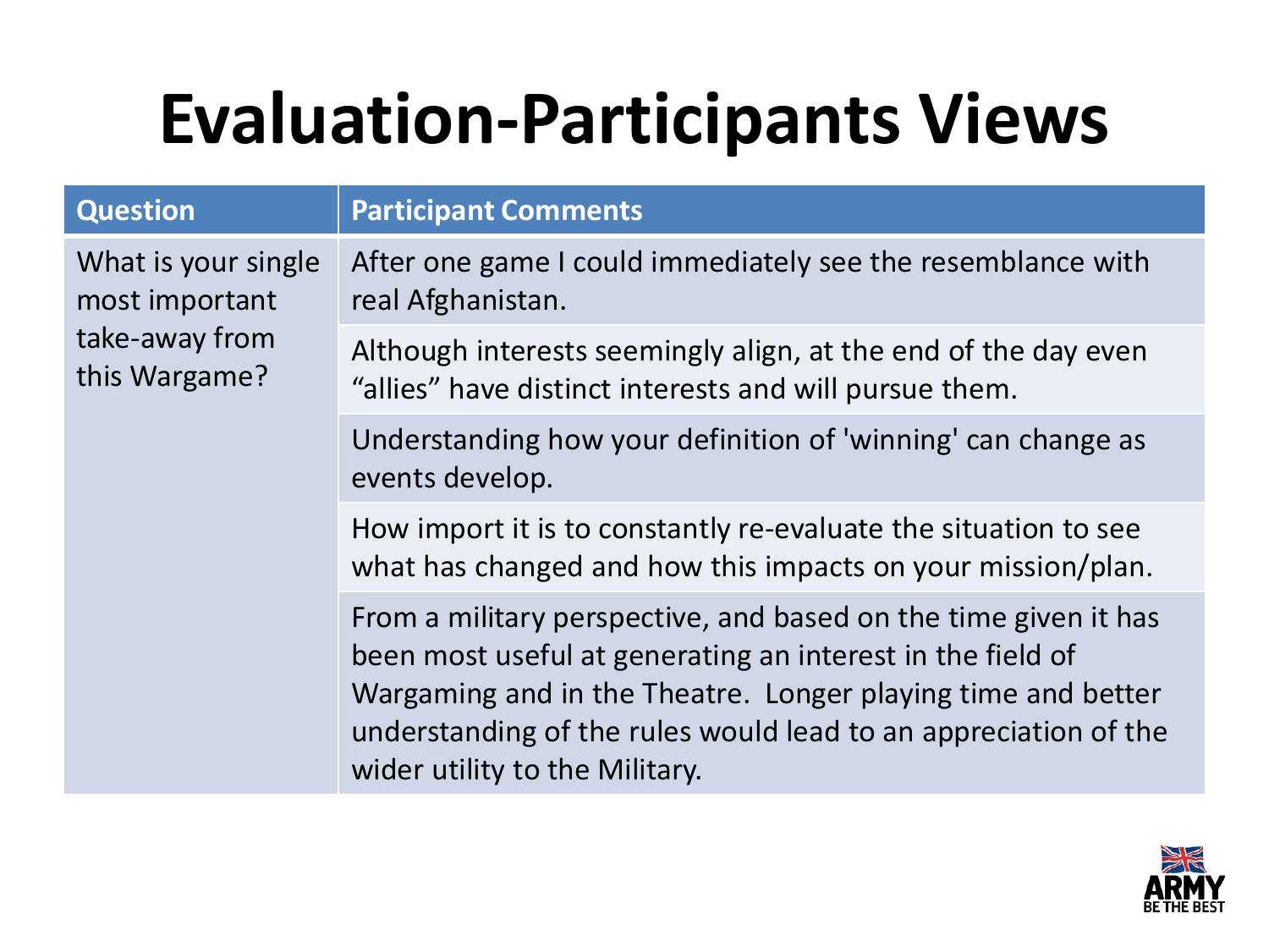# Evaluation-Participants Views

| Question | Participant Comments |
| --- | --- |
| What is your single most important take-away from this Wargame? | After one game I could immediately see the resemblance with real Afghanistan. |
| | Although interests seemingly align, at the end of the day even "allies" have distinct interests and will pursue them. |
| | Understanding how your definition of 'winning' can change as events develop. |
| | How import it is to constantly re-evaluate the situation to see what has changed and how this impacts on your mission/plan. |
| | From a military perspective, and based on the time given it has been most useful at generating an interest in the field of Wargaming and in the Theatre. Longer playing time and better understanding of the rules would lead to an appreciation of the wider utility to the Military. |

ARMY
BE THE BEST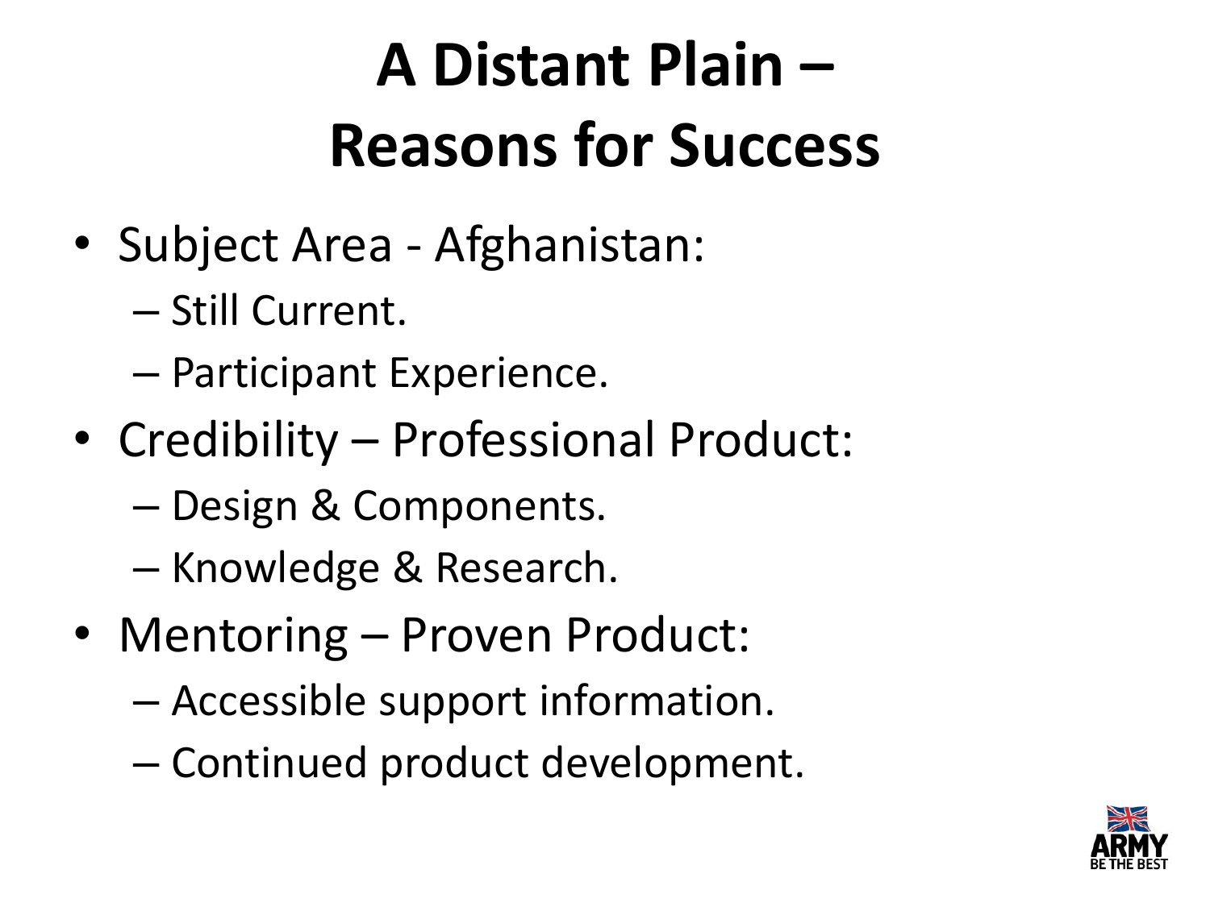# A Distant Plain – Reasons for Success

- Subject Area - Afghanistan:
  - Still Current.
  - Participant Experience.
- Credibility – Professional Product:
  - Design & Components.
  - Knowledge & Research.
- Mentoring – Proven Product:
  - Accessible support information.
  - Continued product development.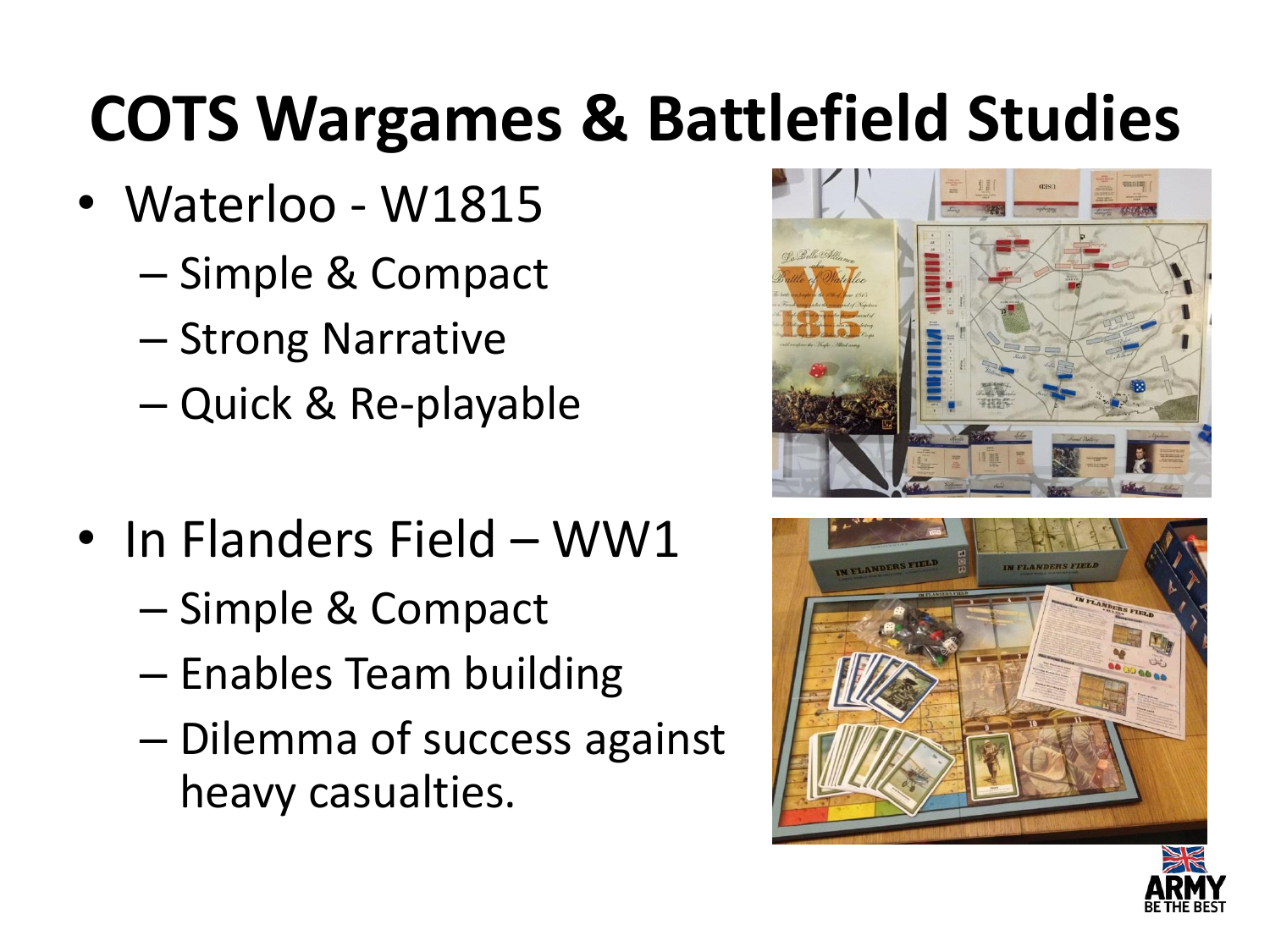# COTS Wargames & Battlefield Studies

- Waterloo - W1815
  - Simple & Compact
  - Strong Narrative
  - Quick & Re-playable
- In Flanders Field – WW1
  - Simple & Compact
  - Enables Team building
  - Dilemma of success against heavy casualties.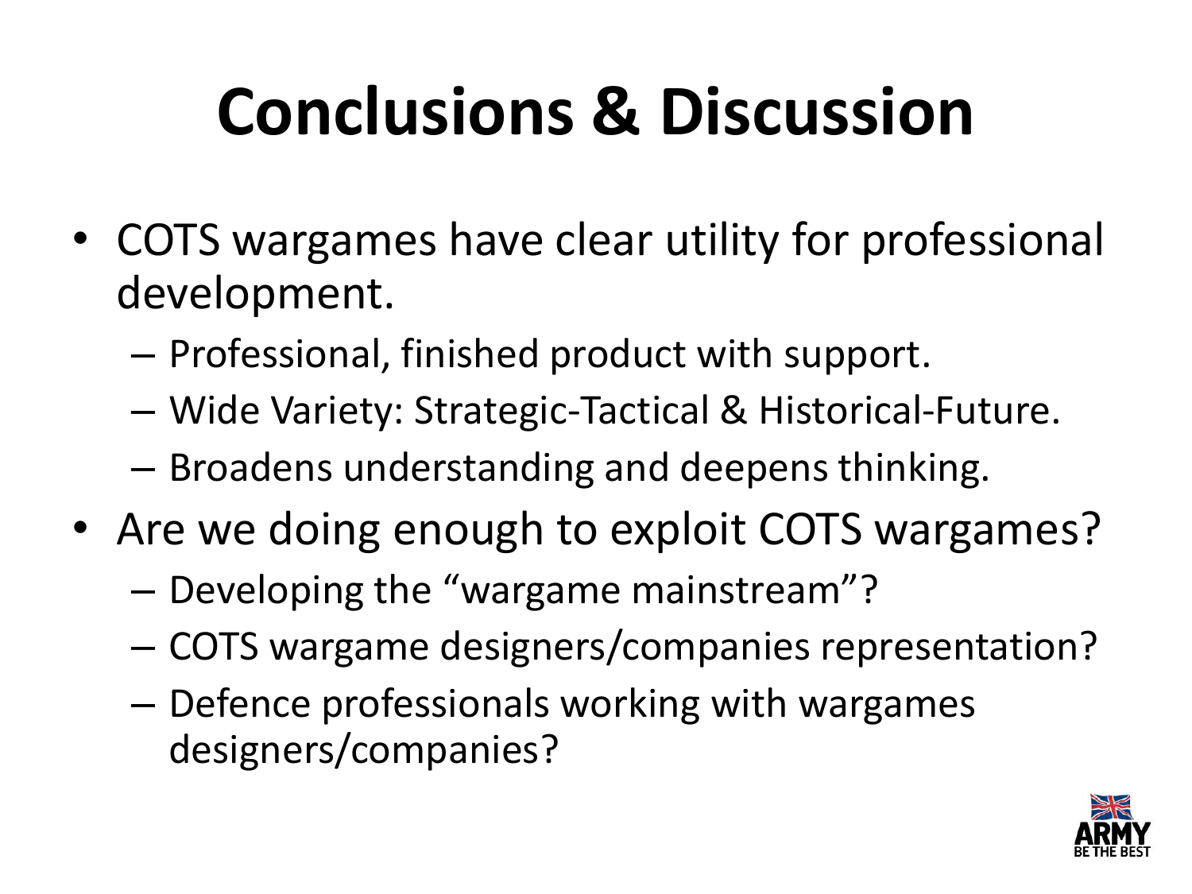# Conclusions & Discussion

- COTS wargames have clear utility for professional development.
  - Professional, finished product with support.
  - Wide Variety: Strategic-Tactical & Historical-Future.
  - Broadens understanding and deepens thinking.
- Are we doing enough to exploit COTS wargames?
  - Developing the "wargame mainstream"?
  - COTS wargame designers/companies representation?
  - Defence professionals working with wargames designers/companies?